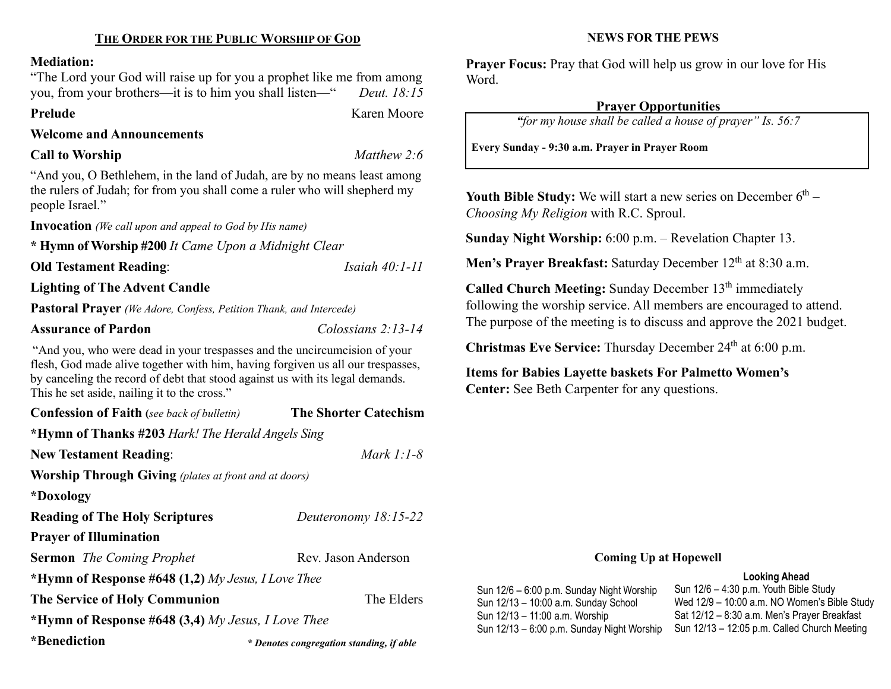## THE ORDER FOR THE PUBLIC WORSHIP OF GOD

**Mediation:**

"The Lord your God will raise up for you a prophet like me from among you, from your brothers—it is to him you shall listen—" *Deut. 18:15*

**Prelude** Karen Moore

**Welcome and Announcements**

**Call to Worship** *Matthew 2:6*

"And you, O Bethlehem, in the land of Judah, are by no means least among the rulers of Judah; for from you shall come a ruler who will shepherd my people Israel."

**Invocation** *(We call upon and appeal to God by His name)*

**\* Hymn of Worship #200** *It Came Upon a Midnight Clear*

**Old Testament Reading**: *Isaiah 40:1-11*

**Lighting of The Advent Candle**

**Pastoral Prayer** *(We Adore, Confess, Petition Thank, and Intercede)*

**Assurance of Pardon** *Colossians 2:13-14*

"And you, who were dead in your trespasses and the uncircumcision of your flesh, God made alive together with him, having forgiven us all our trespasses, by canceling the record of debt that stood against us with its legal demands. This he set aside, nailing it to the cross."

**Confession of Faith (***see back of bulletin)* **The Shorter Catechism**

**\*Hymn of Thanks #203** *Hark! The Herald Angels Sing*

**New Testament Reading**: *Mark 1:1-8*

**Worship Through Giving** *(plates at front and at doors)*

**\*Doxology**

**Reading of The Holy Scriptures** *Deuteronomy 18:15-22*

**Prayer of Illumination**

**Sermon** *The Coming Prophet* Rev. Jason Anderson

**\*Hymn of Response #648 (1,2)** *My Jesus, I Love Thee*

**The Service of Holy Communion** The Elders

**\*Hymn of Response #648 (3,4)** *My Jesus, I Love Thee*

**\*Benediction**

*\* Denotes congregation standing, if able*

## NEWS FOR THE PEWS

**Prayer Focus:** Pray that God will help us grow in our love for His Word.

**Prayer Opportunities**

*"for my house shall be called a house of prayer" Is. 56:7*

**Every Sunday - 9:30 a.m. Prayer in Prayer Room**

**Youth Bible Study:** We will start a new series on December 6th – *Choosing My Religion* with R.C. Sproul.

**Sunday Night Worship:** 6:00 p.m. – Revelation Chapter 13.

**Men's Prayer Breakfast:** Saturday December 12th at 8:30 a.m.

**Called Church Meeting:** Sunday December 13th immediately following the worship service. All members are encouraged to attend. The purpose of the meeting is to discuss and approve the 2021 budget.

**Christmas Eve Service:** Thursday December 24th at 6:00 p.m.

**Items for Babies Layette baskets For Palmetto Women's Center:** See Beth Carpenter for any questions.

### Coming Up at Hopewell

Sun 12/6 – 6:00 p.m. Sunday Night Worship
Sun 12/13 – 10:00 a.m. Sunday School
Sun 12/13 – 11:00 a.m. Worship
Sun 12/13 – 6:00 p.m. Sunday Night Worship

**Looking Ahead**

Sun 12/6 – 4:30 p.m. Youth Bible Study
Wed 12/9 – 10:00 a.m. NO Women's Bible Study
Sat 12/12 – 8:30 a.m. Men's Prayer Breakfast
Sun 12/13 – 12:05 p.m. Called Church Meeting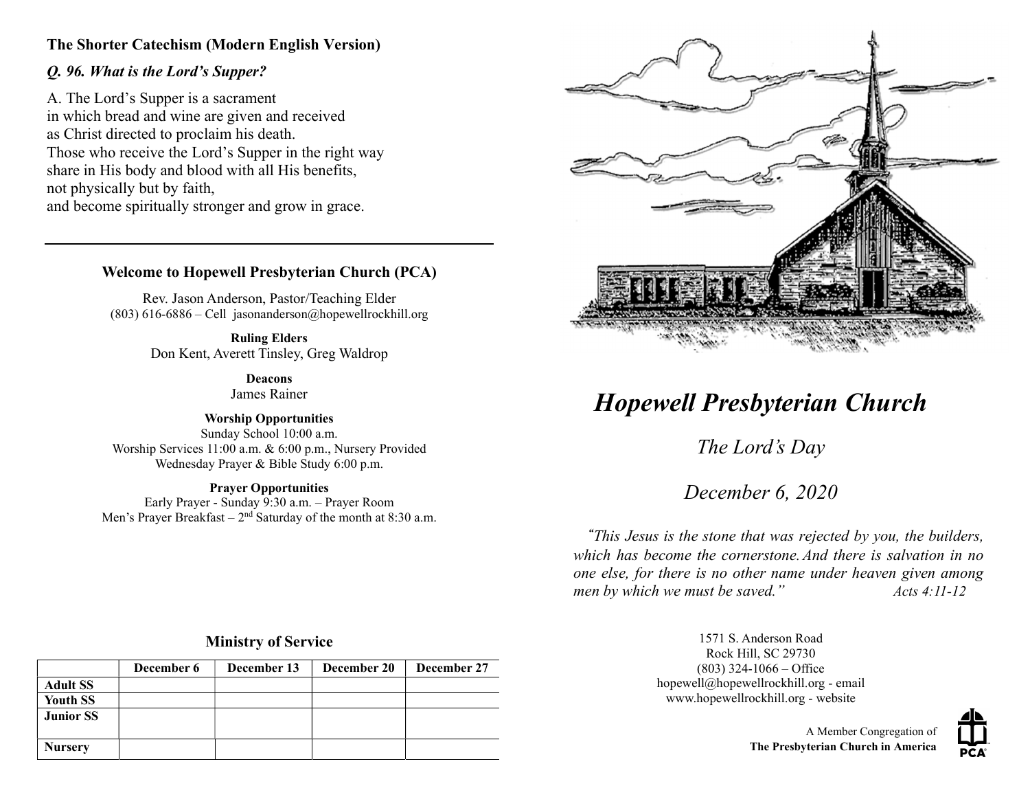**The Shorter Catechism (Modern English Version)**

***Q. 96. What is the Lord's Supper?***

A. The Lord's Supper is a sacrament
in which bread and wine are given and received
as Christ directed to proclaim his death.
Those who receive the Lord's Supper in the right way
share in His body and blood with all His benefits,
not physically but by faith,
and become spiritually stronger and grow in grace.

---

### Welcome to Hopewell Presbyterian Church (PCA)

Rev. Jason Anderson, Pastor/Teaching Elder
(803) 616-6886 – Cell jasonanderson@hopewellrockhill.org

**Ruling Elders**
Don Kent, Averett Tinsley, Greg Waldrop

**Deacons**
James Rainer

**Worship Opportunities**
Sunday School 10:00 a.m.
Worship Services 11:00 a.m. & 6:00 p.m., Nursery Provided
Wednesday Prayer & Bible Study 6:00 p.m.

**Prayer Opportunities**
Early Prayer - Sunday 9:30 a.m. – Prayer Room
Men's Prayer Breakfast – 2nd Saturday of the month at 8:30 a.m.

### Ministry of Service

| | December 6 | December 13 | December 20 | December 27 |
|---|---|---|---|---|
| **Adult SS** | | | | |
| **Youth SS** | | | | |
| **Junior SS** | | | | |
| **Nursery** | | | | |

# *Hopewell Presbyterian Church*

*The Lord's Day*

*December 6, 2020*

*"This Jesus is the stone that was rejected by you, the builders, which has become the cornerstone. And there is salvation in no one else, for there is no other name under heaven given among men by which we must be saved."* *Acts 4:11-12*

1571 S. Anderson Road
Rock Hill, SC 29730
(803) 324-1066 – Office
hopewell@hopewellrockhill.org - email
www.hopewellrockhill.org - website

A Member Congregation of
**The Presbyterian Church in America**